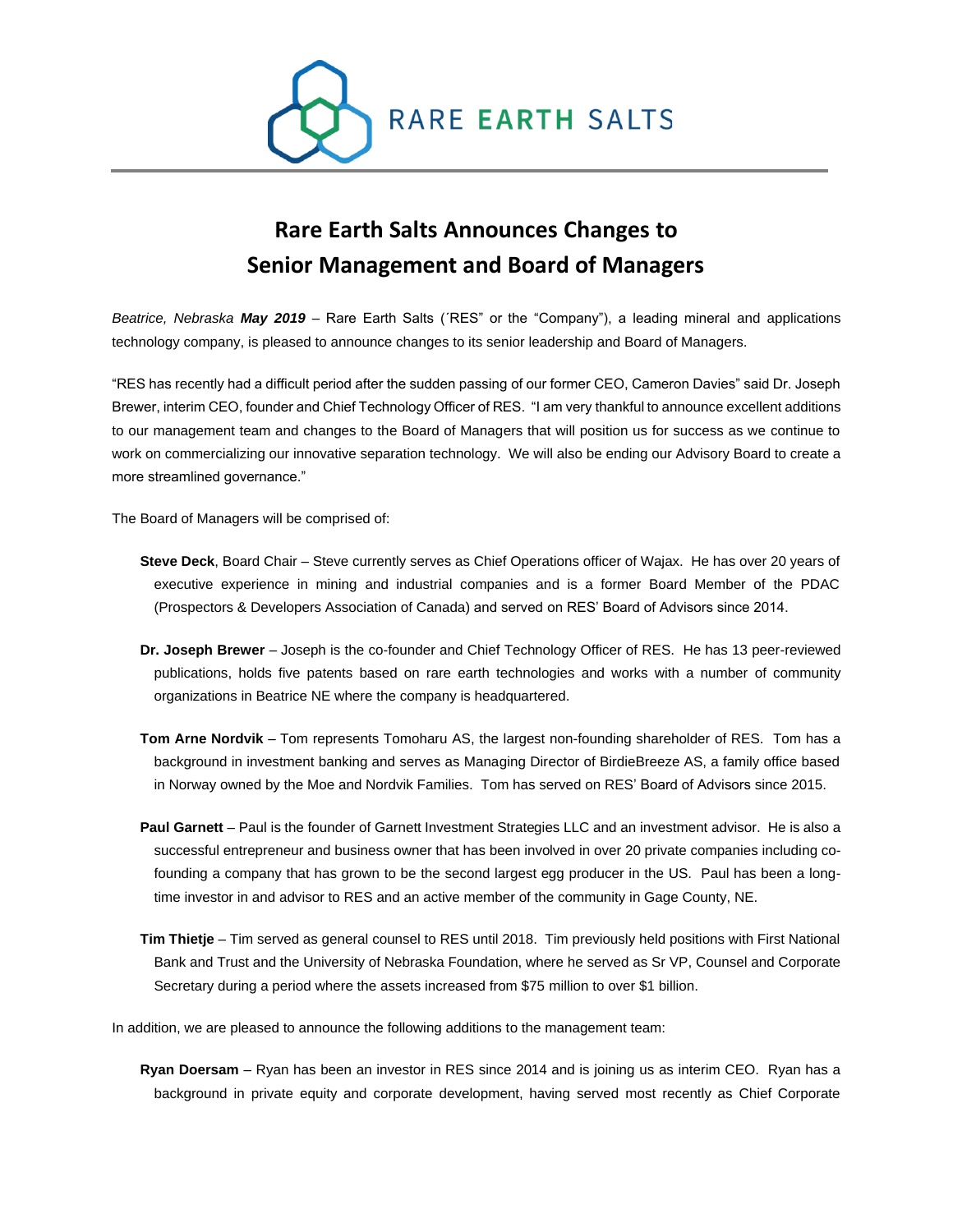RARE **EARTH** SALTS

# Rare Earth Salts Announces Changes to Senior Management and Board of Managers

*Beatrice, Nebraska* ***May 2019*** – Rare Earth Salts (´RES" or the "Company"), a leading mineral and applications technology company, is pleased to announce changes to its senior leadership and Board of Managers.

"RES has recently had a difficult period after the sudden passing of our former CEO, Cameron Davies" said Dr. Joseph Brewer, interim CEO, founder and Chief Technology Officer of RES. "I am very thankful to announce excellent additions to our management team and changes to the Board of Managers that will position us for success as we continue to work on commercializing our innovative separation technology. We will also be ending our Advisory Board to create a more streamlined governance."

The Board of Managers will be comprised of:

**Steve Deck**, Board Chair – Steve currently serves as Chief Operations officer of Wajax. He has over 20 years of executive experience in mining and industrial companies and is a former Board Member of the PDAC (Prospectors & Developers Association of Canada) and served on RES' Board of Advisors since 2014.

**Dr. Joseph Brewer** – Joseph is the co-founder and Chief Technology Officer of RES. He has 13 peer-reviewed publications, holds five patents based on rare earth technologies and works with a number of community organizations in Beatrice NE where the company is headquartered.

**Tom Arne Nordvik** – Tom represents Tomoharu AS, the largest non-founding shareholder of RES. Tom has a background in investment banking and serves as Managing Director of BirdieBreeze AS, a family office based in Norway owned by the Moe and Nordvik Families. Tom has served on RES' Board of Advisors since 2015.

**Paul Garnett** – Paul is the founder of Garnett Investment Strategies LLC and an investment advisor. He is also a successful entrepreneur and business owner that has been involved in over 20 private companies including co-founding a company that has grown to be the second largest egg producer in the US. Paul has been a long-time investor in and advisor to RES and an active member of the community in Gage County, NE.

**Tim Thietje** – Tim served as general counsel to RES until 2018. Tim previously held positions with First National Bank and Trust and the University of Nebraska Foundation, where he served as Sr VP, Counsel and Corporate Secretary during a period where the assets increased from $75 million to over $1 billion.

In addition, we are pleased to announce the following additions to the management team:

**Ryan Doersam** – Ryan has been an investor in RES since 2014 and is joining us as interim CEO. Ryan has a background in private equity and corporate development, having served most recently as Chief Corporate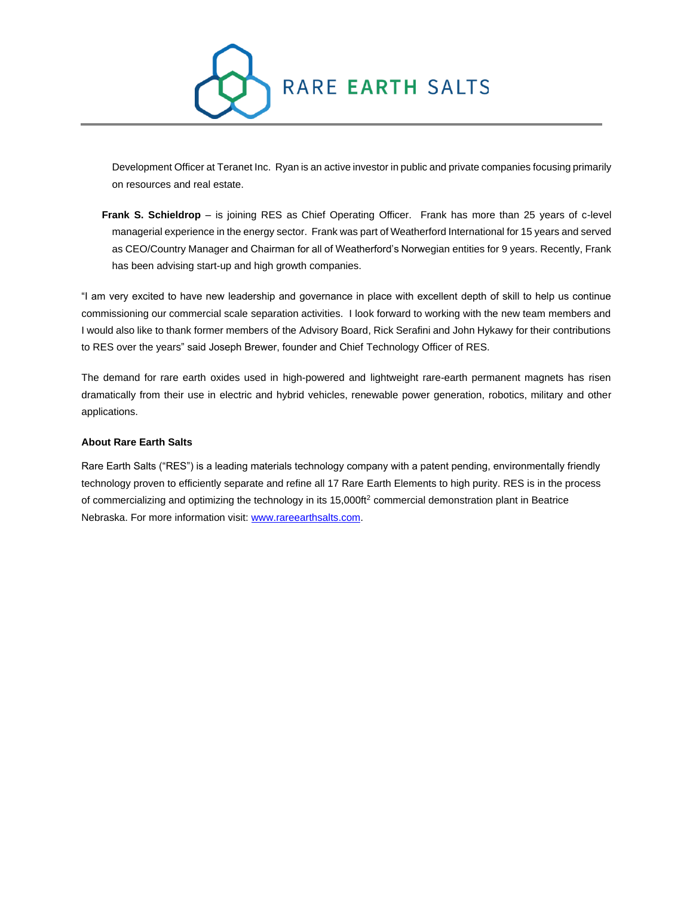Development Officer at Teranet Inc. Ryan is an active investor in public and private companies focusing primarily on resources and real estate.

**Frank S. Schieldrop** – is joining RES as Chief Operating Officer. Frank has more than 25 years of c-level managerial experience in the energy sector. Frank was part of Weatherford International for 15 years and served as CEO/Country Manager and Chairman for all of Weatherford's Norwegian entities for 9 years. Recently, Frank has been advising start-up and high growth companies.

"I am very excited to have new leadership and governance in place with excellent depth of skill to help us continue commissioning our commercial scale separation activities. I look forward to working with the new team members and I would also like to thank former members of the Advisory Board, Rick Serafini and John Hykawy for their contributions to RES over the years" said Joseph Brewer, founder and Chief Technology Officer of RES.

The demand for rare earth oxides used in high-powered and lightweight rare-earth permanent magnets has risen dramatically from their use in electric and hybrid vehicles, renewable power generation, robotics, military and other applications.

**About Rare Earth Salts**

Rare Earth Salts ("RES") is a leading materials technology company with a patent pending, environmentally friendly technology proven to efficiently separate and refine all 17 Rare Earth Elements to high purity. RES is in the process of commercializing and optimizing the technology in its 15,000ft$^2$ commercial demonstration plant in Beatrice Nebraska. For more information visit: [www.rareearthsalts.com](http://www.rareearthsalts.com).